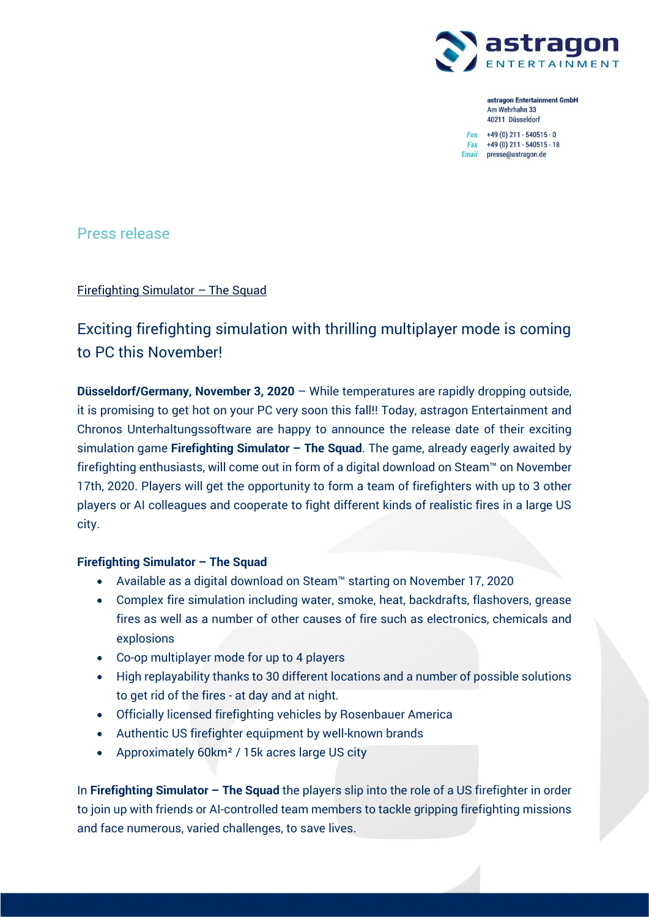astragon ENTERTAINMENT

astragon Entertainment GmbH
Am Wehrhahn 33
40211 Düsseldorf

Fon +49 (0) 211 - 540515 - 0
Fax +49 (0) 211 - 540515 - 18
Email presse@astragon.de

Press release

Firefighting Simulator – The Squad

## Exciting firefighting simulation with thrilling multiplayer mode is coming to PC this November!

**Düsseldorf/Germany, November 3, 2020** – While temperatures are rapidly dropping outside, it is promising to get hot on your PC very soon this fall!! Today, astragon Entertainment and Chronos Unterhaltungssoftware are happy to announce the release date of their exciting simulation game **Firefighting Simulator – The Squad**. The game, already eagerly awaited by firefighting enthusiasts, will come out in form of a digital download on Steam™ on November 17th, 2020. Players will get the opportunity to form a team of firefighters with up to 3 other players or AI colleagues and cooperate to fight different kinds of realistic fires in a large US city.

**Firefighting Simulator – The Squad**

- Available as a digital download on Steam™ starting on November 17, 2020
- Complex fire simulation including water, smoke, heat, backdrafts, flashovers, grease fires as well as a number of other causes of fire such as electronics, chemicals and explosions
- Co-op multiplayer mode for up to 4 players
- High replayability thanks to 30 different locations and a number of possible solutions to get rid of the fires - at day and at night.
- Officially licensed firefighting vehicles by Rosenbauer America
- Authentic US firefighter equipment by well-known brands
- Approximately 60km² / 15k acres large US city

In **Firefighting Simulator – The Squad** the players slip into the role of a US firefighter in order to join up with friends or AI-controlled team members to tackle gripping firefighting missions and face numerous, varied challenges, to save lives.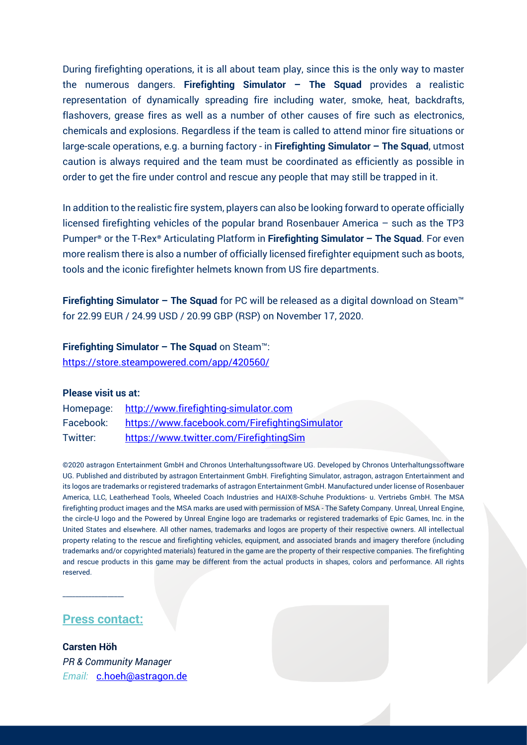During firefighting operations, it is all about team play, since this is the only way to master the numerous dangers. **Firefighting Simulator – The Squad** provides a realistic representation of dynamically spreading fire including water, smoke, heat, backdrafts, flashovers, grease fires as well as a number of other causes of fire such as electronics, chemicals and explosions. Regardless if the team is called to attend minor fire situations or large-scale operations, e.g. a burning factory - in **Firefighting Simulator – The Squad**, utmost caution is always required and the team must be coordinated as efficiently as possible in order to get the fire under control and rescue any people that may still be trapped in it.

In addition to the realistic fire system, players can also be looking forward to operate officially licensed firefighting vehicles of the popular brand Rosenbauer America – such as the TP3 Pumper® or the T-Rex® Articulating Platform in **Firefighting Simulator – The Squad**. For even more realism there is also a number of officially licensed firefighter equipment such as boots, tools and the iconic firefighter helmets known from US fire departments.

**Firefighting Simulator – The Squad** for PC will be released as a digital download on Steam™ for 22.99 EUR / 24.99 USD / 20.99 GBP (RSP) on November 17, 2020.

**Firefighting Simulator – The Squad** on Steam™:
https://store.steampowered.com/app/420560/

**Please visit us at:**

Homepage: http://www.firefighting-simulator.com
Facebook: https://www.facebook.com/FirefightingSimulator
Twitter: https://www.twitter.com/FirefightingSim

©2020 astragon Entertainment GmbH and Chronos Unterhaltungssoftware UG. Developed by Chronos Unterhaltungssoftware UG. Published and distributed by astragon Entertainment GmbH. Firefighting Simulator, astragon, astragon Entertainment and its logos are trademarks or registered trademarks of astragon Entertainment GmbH. Manufactured under license of Rosenbauer America, LLC, Leatherhead Tools, Wheeled Coach Industries and HAIX®-Schuhe Produktions- u. Vertriebs GmbH. The MSA firefighting product images and the MSA marks are used with permission of MSA - The Safety Company. Unreal, Unreal Engine, the circle-U logo and the Powered by Unreal Engine logo are trademarks or registered trademarks of Epic Games, Inc. in the United States and elsewhere. All other names, trademarks and logos are property of their respective owners. All intellectual property relating to the rescue and firefighting vehicles, equipment, and associated brands and imagery therefore (including trademarks and/or copyrighted materials) featured in the game are the property of their respective companies. The firefighting and rescue products in this game may be different from the actual products in shapes, colors and performance. All rights reserved.

---

## Press contact:

**Carsten Höh**
*PR & Community Manager*
*Email:* c.hoeh@astragon.de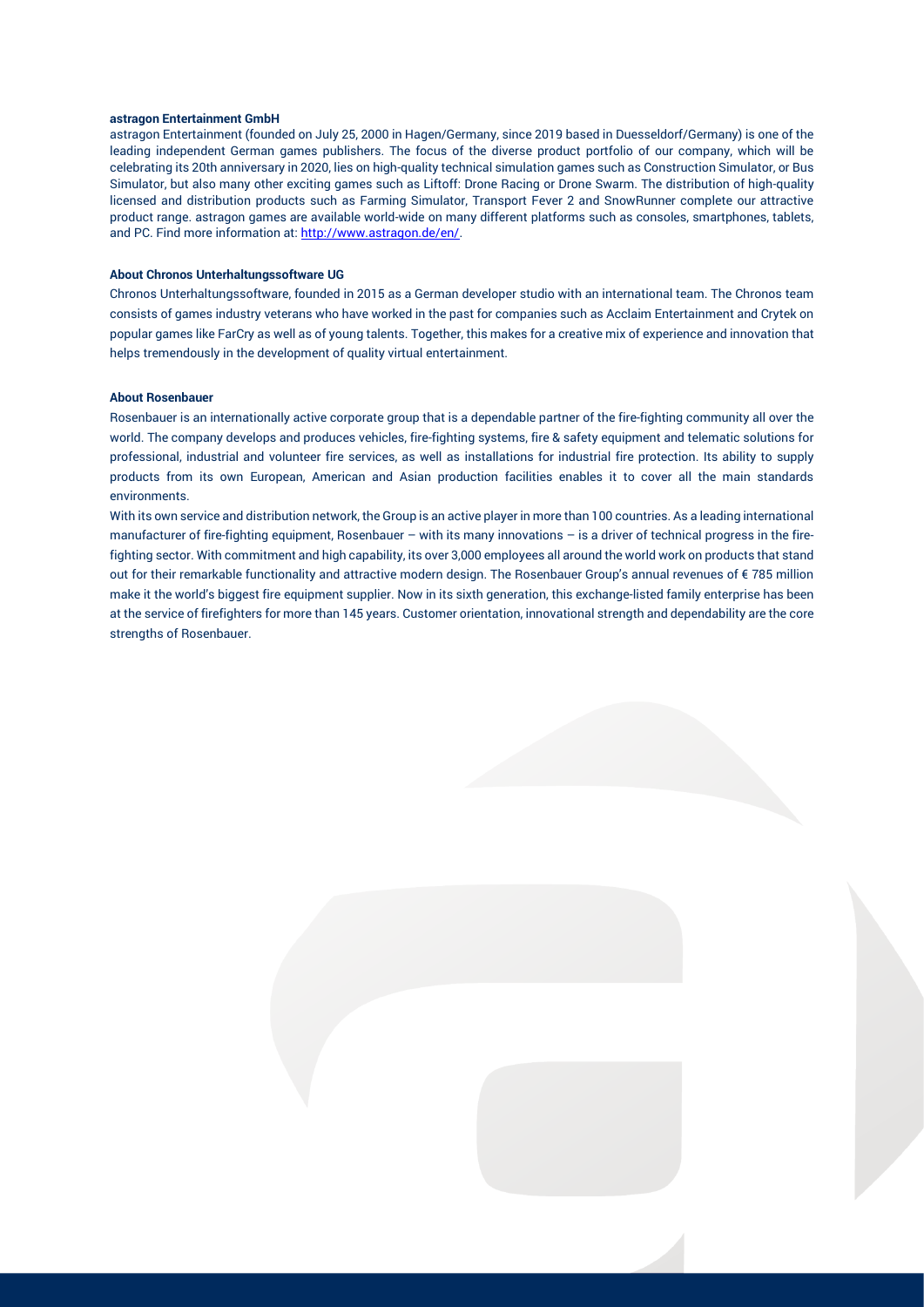**astragon Entertainment GmbH**

astragon Entertainment (founded on July 25, 2000 in Hagen/Germany, since 2019 based in Duesseldorf/Germany) is one of the leading independent German games publishers. The focus of the diverse product portfolio of our company, which will be celebrating its 20th anniversary in 2020, lies on high-quality technical simulation games such as Construction Simulator, or Bus Simulator, but also many other exciting games such as Liftoff: Drone Racing or Drone Swarm. The distribution of high-quality licensed and distribution products such as Farming Simulator, Transport Fever 2 and SnowRunner complete our attractive product range. astragon games are available world-wide on many different platforms such as consoles, smartphones, tablets, and PC. Find more information at: [http://www.astragon.de/en/](http://www.astragon.de/en/).

**About Chronos Unterhaltungssoftware UG**

Chronos Unterhaltungssoftware, founded in 2015 as a German developer studio with an international team. The Chronos team consists of games industry veterans who have worked in the past for companies such as Acclaim Entertainment and Crytek on popular games like FarCry as well as of young talents. Together, this makes for a creative mix of experience and innovation that helps tremendously in the development of quality virtual entertainment.

**About Rosenbauer**

Rosenbauer is an internationally active corporate group that is a dependable partner of the fire-fighting community all over the world. The company develops and produces vehicles, fire-fighting systems, fire & safety equipment and telematic solutions for professional, industrial and volunteer fire services, as well as installations for industrial fire protection. Its ability to supply products from its own European, American and Asian production facilities enables it to cover all the main standards environments.

With its own service and distribution network, the Group is an active player in more than 100 countries. As a leading international manufacturer of fire-fighting equipment, Rosenbauer – with its many innovations – is a driver of technical progress in the fire-fighting sector. With commitment and high capability, its over 3,000 employees all around the world work on products that stand out for their remarkable functionality and attractive modern design. The Rosenbauer Group's annual revenues of € 785 million make it the world's biggest fire equipment supplier. Now in its sixth generation, this exchange-listed family enterprise has been at the service of firefighters for more than 145 years. Customer orientation, innovational strength and dependability are the core strengths of Rosenbauer.